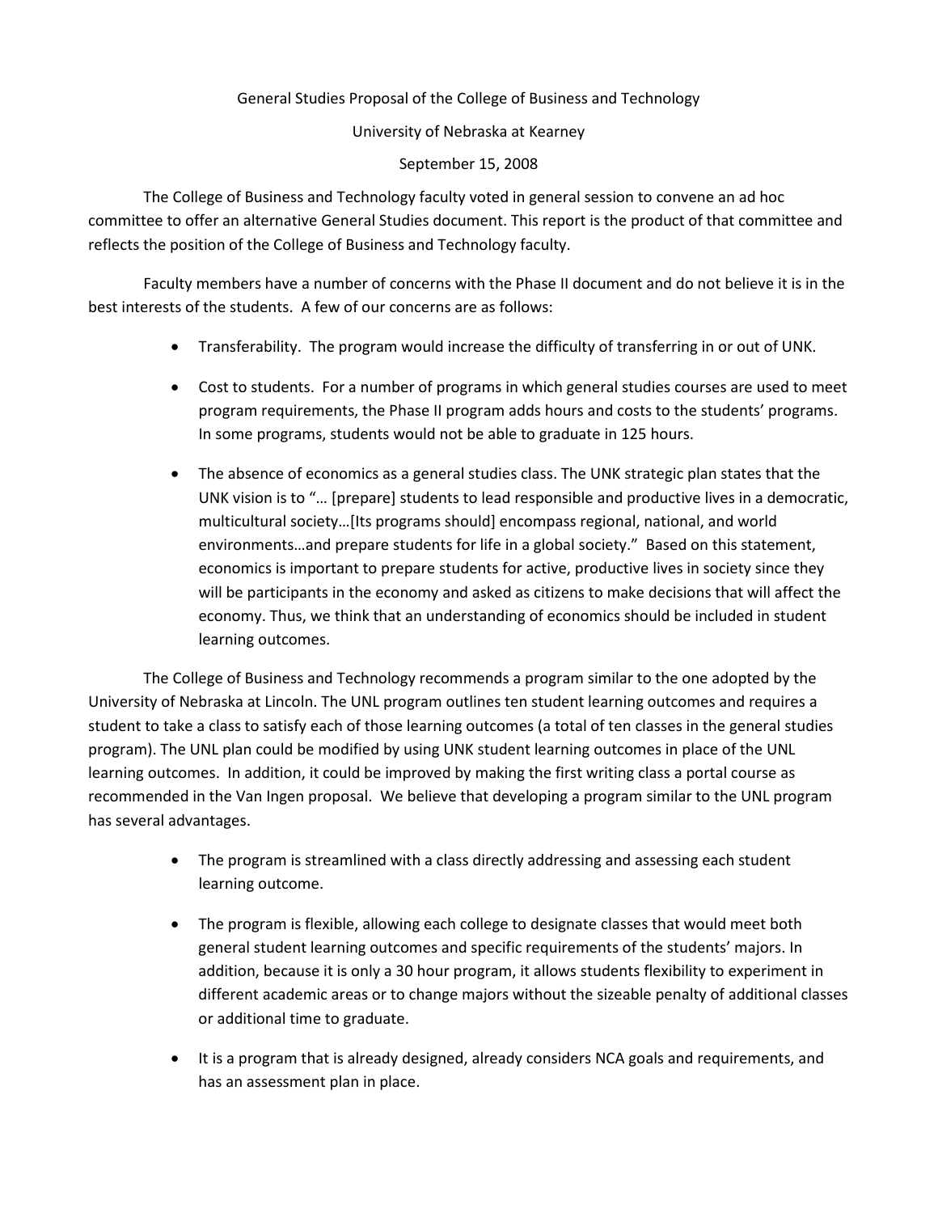General Studies Proposal of the College of Business and Technology

University of Nebraska at Kearney

September 15, 2008

The College of Business and Technology faculty voted in general session to convene an ad hoc committee to offer an alternative General Studies document. This report is the product of that committee and reflects the position of the College of Business and Technology faculty.

Faculty members have a number of concerns with the Phase II document and do not believe it is in the best interests of the students. A few of our concerns are as follows:

- Transferability. The program would increase the difficulty of transferring in or out of UNK.
- Cost to students. For a number of programs in which general studies courses are used to meet program requirements, the Phase II program adds hours and costs to the students' programs. In some programs, students would not be able to graduate in 125 hours.
- The absence of economics as a general studies class. The UNK strategic plan states that the UNK vision is to "… [prepare] students to lead responsible and productive lives in a democratic, multicultural society…[Its programs should] encompass regional, national, and world environments…and prepare students for life in a global society." Based on this statement, economics is important to prepare students for active, productive lives in society since they will be participants in the economy and asked as citizens to make decisions that will affect the economy. Thus, we think that an understanding of economics should be included in student learning outcomes.

The College of Business and Technology recommends a program similar to the one adopted by the University of Nebraska at Lincoln. The UNL program outlines ten student learning outcomes and requires a student to take a class to satisfy each of those learning outcomes (a total of ten classes in the general studies program). The UNL plan could be modified by using UNK student learning outcomes in place of the UNL learning outcomes. In addition, it could be improved by making the first writing class a portal course as recommended in the Van Ingen proposal. We believe that developing a program similar to the UNL program has several advantages.

- The program is streamlined with a class directly addressing and assessing each student learning outcome.
- The program is flexible, allowing each college to designate classes that would meet both general student learning outcomes and specific requirements of the students' majors. In addition, because it is only a 30 hour program, it allows students flexibility to experiment in different academic areas or to change majors without the sizeable penalty of additional classes or additional time to graduate.
- It is a program that is already designed, already considers NCA goals and requirements, and has an assessment plan in place.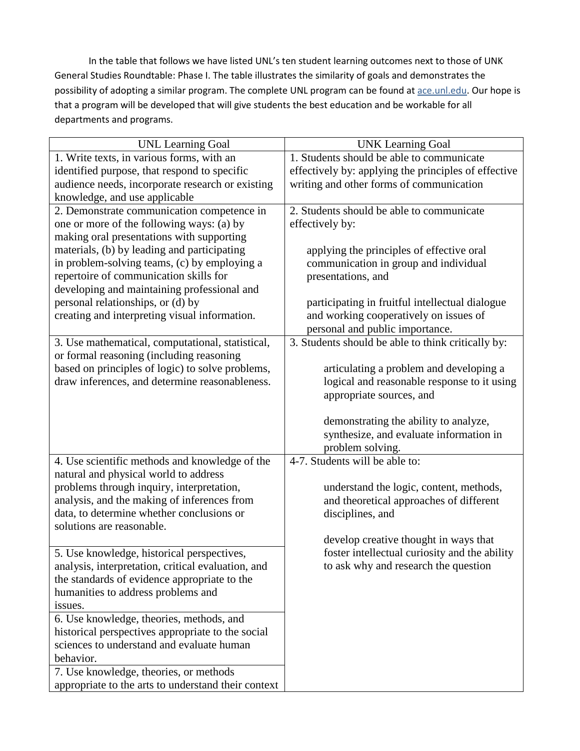In the table that follows we have listed UNL's ten student learning outcomes next to those of UNK General Studies Roundtable: Phase I. The table illustrates the similarity of goals and demonstrates the possibility of adopting a similar program. The complete UNL program can be found at [ace.unl.edu](ace.unl.edu). Our hope is that a program will be developed that will give students the best education and be workable for all departments and programs.

| UNL Learning Goal | UNK Learning Goal |
|---|---|
| 1. Write texts, in various forms, with an identified purpose, that respond to specific audience needs, incorporate research or existing knowledge, and use applicable | 1. Students should be able to communicate effectively by: applying the principles of effective writing and other forms of communication |
| 2. Demonstrate communication competence in one or more of the following ways: (a) by making oral presentations with supporting materials, (b) by leading and participating in problem-solving teams, (c) by employing a repertoire of communication skills for developing and maintaining professional and personal relationships, or (d) by creating and interpreting visual information. | 2. Students should be able to communicate effectively by:<br><br>applying the principles of effective oral communication in group and individual presentations, and<br><br>participating in fruitful intellectual dialogue and working cooperatively on issues of personal and public importance. |
| 3. Use mathematical, computational, statistical, or formal reasoning (including reasoning based on principles of logic) to solve problems, draw inferences, and determine reasonableness. | 3. Students should be able to think critically by:<br><br>articulating a problem and developing a logical and reasonable response to it using appropriate sources, and<br><br>demonstrating the ability to analyze, synthesize, and evaluate information in problem solving. |
| 4. Use scientific methods and knowledge of the natural and physical world to address problems through inquiry, interpretation, analysis, and the making of inferences from data, to determine whether conclusions or solutions are reasonable. | 4-7. Students will be able to:<br><br>understand the logic, content, methods, and theoretical approaches of different disciplines, and<br><br>develop creative thought in ways that foster intellectual curiosity and the ability to ask why and research the question |
| 5. Use knowledge, historical perspectives, analysis, interpretation, critical evaluation, and the standards of evidence appropriate to the humanities to address problems and issues. | |
| 6. Use knowledge, theories, methods, and historical perspectives appropriate to the social sciences to understand and evaluate human behavior. | |
| 7. Use knowledge, theories, or methods appropriate to the arts to understand their context | |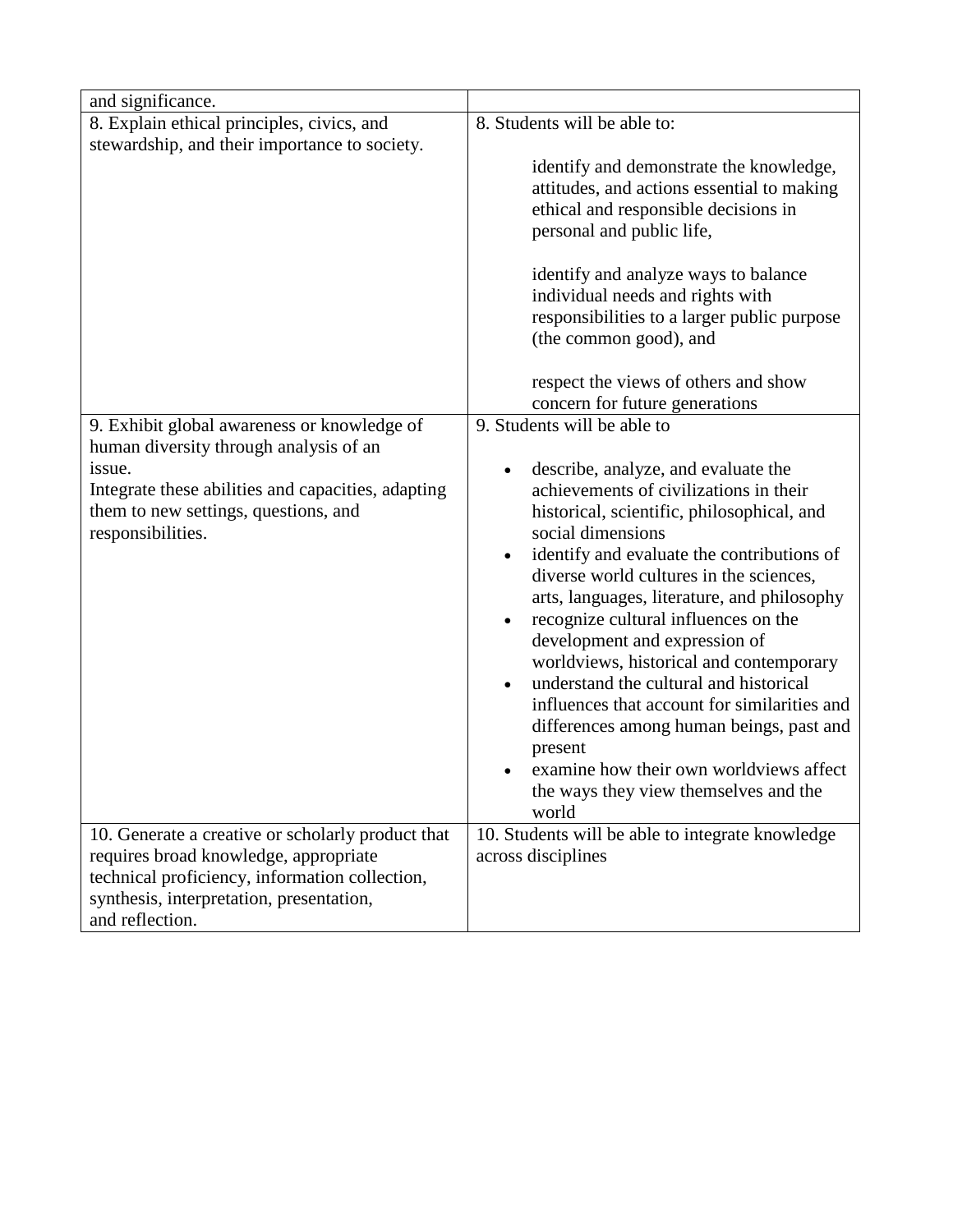| | |
|---|---|
| and significance. | |
| 8. Explain ethical principles, civics, and stewardship, and their importance to society. | 8. Students will be able to:<br><br>identify and demonstrate the knowledge, attitudes, and actions essential to making ethical and responsible decisions in personal and public life,<br><br>identify and analyze ways to balance individual needs and rights with responsibilities to a larger public purpose (the common good), and<br><br>respect the views of others and show concern for future generations |
| 9. Exhibit global awareness or knowledge of human diversity through analysis of an issue.<br>Integrate these abilities and capacities, adapting them to new settings, questions, and responsibilities. | 9. Students will be able to<br><br>• describe, analyze, and evaluate the achievements of civilizations in their historical, scientific, philosophical, and social dimensions<br>• identify and evaluate the contributions of diverse world cultures in the sciences, arts, languages, literature, and philosophy<br>• recognize cultural influences on the development and expression of worldviews, historical and contemporary<br>• understand the cultural and historical influences that account for similarities and differences among human beings, past and present<br>• examine how their own worldviews affect the ways they view themselves and the world |
| 10. Generate a creative or scholarly product that requires broad knowledge, appropriate technical proficiency, information collection, synthesis, interpretation, presentation, and reflection. | 10. Students will be able to integrate knowledge across disciplines |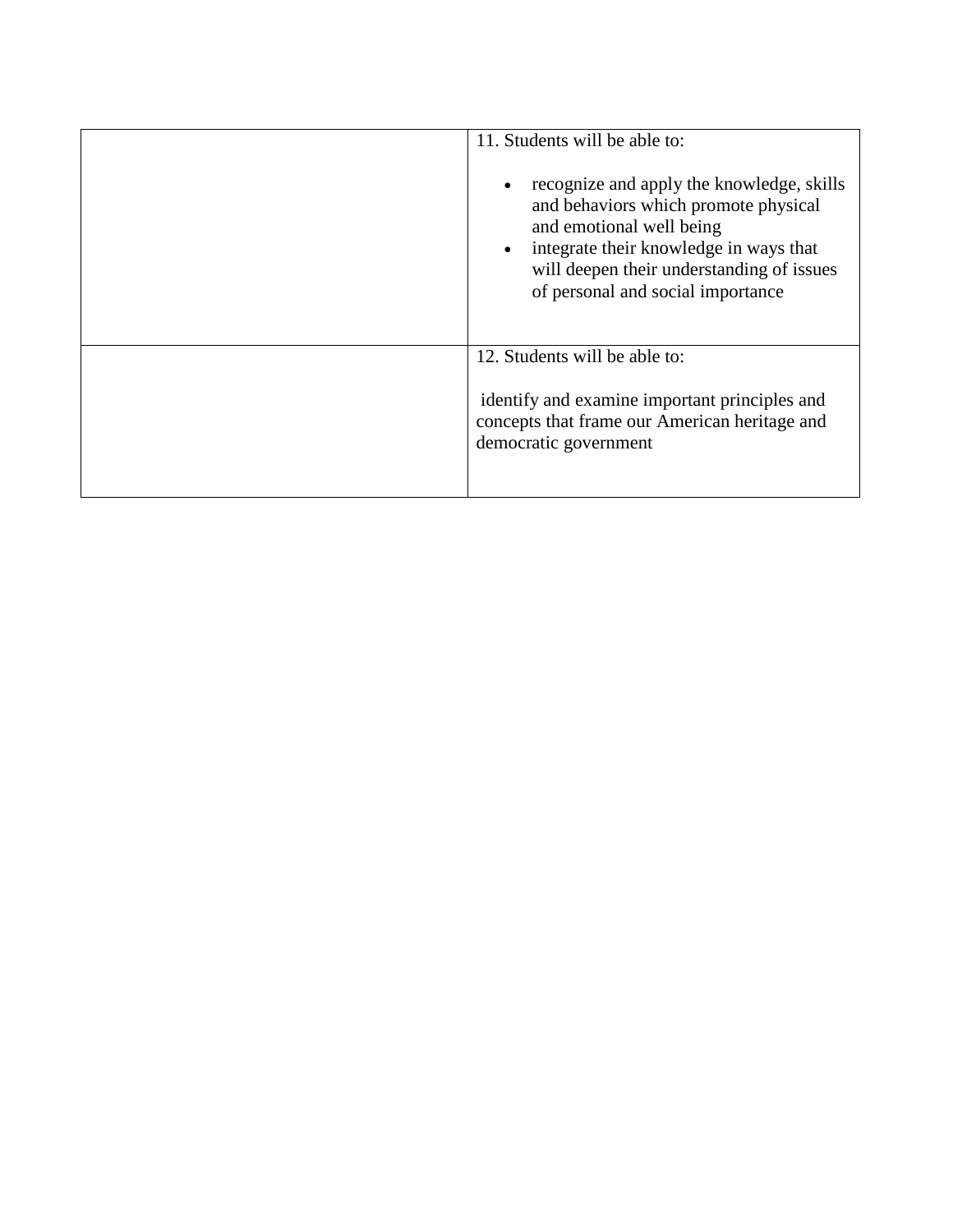| | |
|---|---|
| | 11. Students will be able to:<br><br>• recognize and apply the knowledge, skills and behaviors which promote physical and emotional well being<br>• integrate their knowledge in ways that will deepen their understanding of issues of personal and social importance |
| | 12. Students will be able to:<br><br>identify and examine important principles and concepts that frame our American heritage and democratic government |